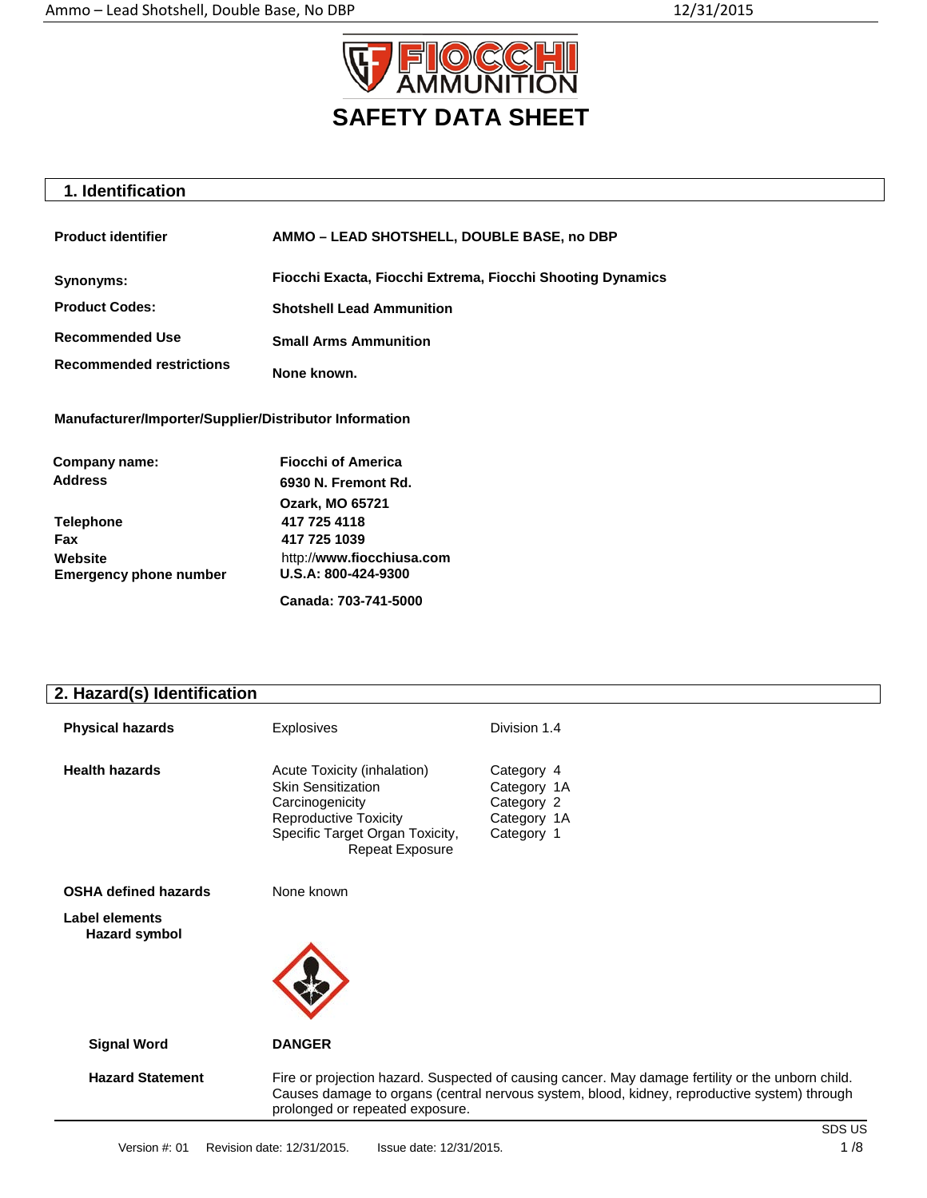# SAFETY DATA SHEET

## 1. Identification

| | |
|---|---|
| **Product identifier** | **AMMO – LEAD SHOTSHELL, DOUBLE BASE, no DBP** |
| **Synonyms:** | **Fiocchi Exacta, Fiocchi Extrema, Fiocchi Shooting Dynamics** |
| **Product Codes:** | **Shotshell Lead Ammunition** |
| **Recommended Use** | **Small Arms Ammunition** |
| **Recommended restrictions** | **None known.** |

**Manufacturer/Importer/Supplier/Distributor Information**

| | |
|---|---|
| **Company name:** | **Fiocchi of America** |
| **Address** | **6930 N. Fremont Rd.**<br>**Ozark, MO 65721** |
| **Telephone** | **417 725 4118** |
| **Fax** | **417 725 1039** |
| **Website** | http://**www.fiocchiusa.com** |
| **Emergency phone number** | **U.S.A: 800-424-9300**<br>**Canada: 703-741-5000** |

## 2. Hazard(s) Identification

| | | |
|---|---|---|
| **Physical hazards** | Explosives | Division 1.4 |
| **Health hazards** | Acute Toxicity (inhalation)<br>Skin Sensitization<br>Carcinogenicity<br>Reproductive Toxicity<br>Specific Target Organ Toxicity, Repeat Exposure | Category 4<br>Category 1A<br>Category 2<br>Category 1A<br>Category 1 |
| **OSHA defined hazards** | None known | |

**Label elements**

**Hazard symbol**

**Signal Word** **DANGER**

**Hazard Statement** Fire or projection hazard. Suspected of causing cancer. May damage fertility or the unborn child. Causes damage to organs (central nervous system, blood, kidney, reproductive system) through prolonged or repeated exposure.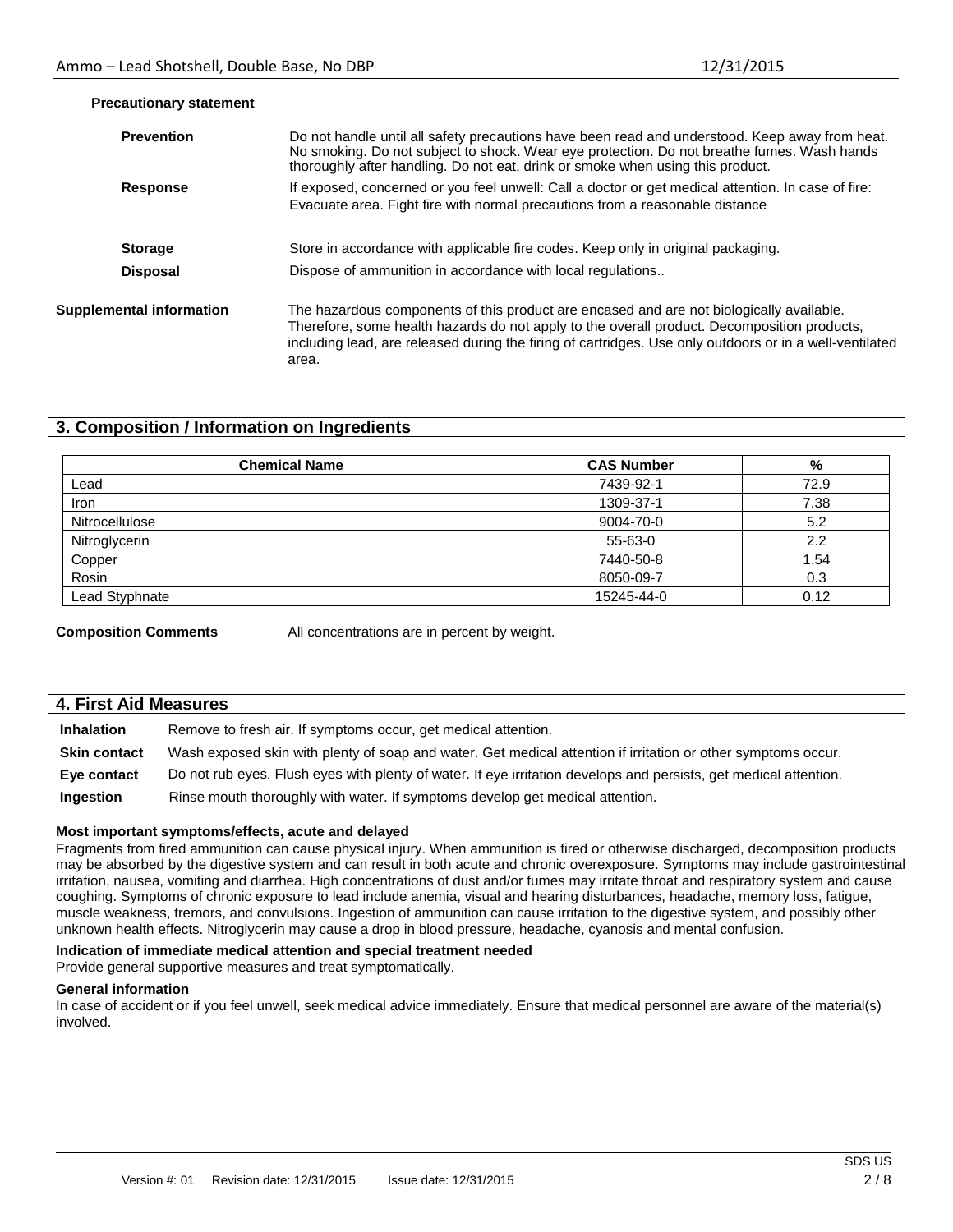**Precautionary statement**

**Prevention** Do not handle until all safety precautions have been read and understood. Keep away from heat. No smoking. Do not subject to shock. Wear eye protection. Do not breathe fumes. Wash hands thoroughly after handling. Do not eat, drink or smoke when using this product.

**Response** If exposed, concerned or you feel unwell: Call a doctor or get medical attention. In case of fire: Evacuate area. Fight fire with normal precautions from a reasonable distance

**Storage** Store in accordance with applicable fire codes. Keep only in original packaging.

**Disposal** Dispose of ammunition in accordance with local regulations..

**Supplemental information** The hazardous components of this product are encased and are not biologically available. Therefore, some health hazards do not apply to the overall product. Decomposition products, including lead, are released during the firing of cartridges. Use only outdoors or in a well-ventilated area.

## 3. Composition / Information on Ingredients

| Chemical Name | CAS Number | % |
|---|---|---|
| Lead | 7439-92-1 | 72.9 |
| Iron | 1309-37-1 | 7.38 |
| Nitrocellulose | 9004-70-0 | 5.2 |
| Nitroglycerin | 55-63-0 | 2.2 |
| Copper | 7440-50-8 | 1.54 |
| Rosin | 8050-09-7 | 0.3 |
| Lead Styphnate | 15245-44-0 | 0.12 |

**Composition Comments** All concentrations are in percent by weight.

## 4. First Aid Measures

**Inhalation** Remove to fresh air. If symptoms occur, get medical attention.

**Skin contact** Wash exposed skin with plenty of soap and water. Get medical attention if irritation or other symptoms occur.

**Eye contact** Do not rub eyes. Flush eyes with plenty of water. If eye irritation develops and persists, get medical attention.

**Ingestion** Rinse mouth thoroughly with water. If symptoms develop get medical attention.

**Most important symptoms/effects, acute and delayed**

Fragments from fired ammunition can cause physical injury. When ammunition is fired or otherwise discharged, decomposition products may be absorbed by the digestive system and can result in both acute and chronic overexposure. Symptoms may include gastrointestinal irritation, nausea, vomiting and diarrhea. High concentrations of dust and/or fumes may irritate throat and respiratory system and cause coughing. Symptoms of chronic exposure to lead include anemia, visual and hearing disturbances, headache, memory loss, fatigue, muscle weakness, tremors, and convulsions. Ingestion of ammunition can cause irritation to the digestive system, and possibly other unknown health effects. Nitroglycerin may cause a drop in blood pressure, headache, cyanosis and mental confusion.

**Indication of immediate medical attention and special treatment needed**

Provide general supportive measures and treat symptomatically.

**General information**

In case of accident or if you feel unwell, seek medical advice immediately. Ensure that medical personnel are aware of the material(s) involved.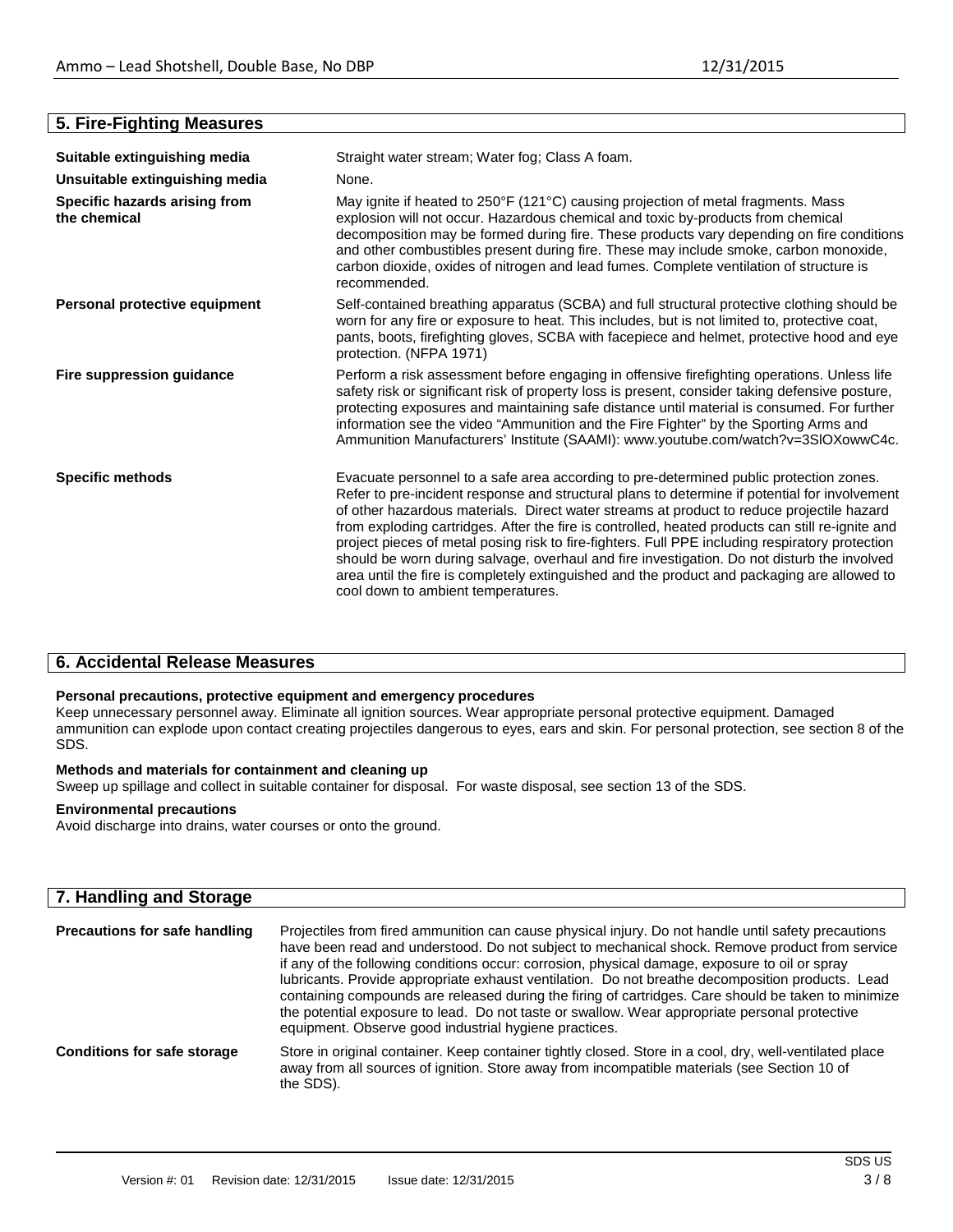## 5. Fire-Fighting Measures

| | |
|---|---|
| **Suitable extinguishing media** | Straight water stream; Water fog; Class A foam. |
| **Unsuitable extinguishing media** | None. |
| **Specific hazards arising from the chemical** | May ignite if heated to 250°F (121°C) causing projection of metal fragments. Mass explosion will not occur. Hazardous chemical and toxic by-products from chemical decomposition may be formed during fire. These products vary depending on fire conditions and other combustibles present during fire. These may include smoke, carbon monoxide, carbon dioxide, oxides of nitrogen and lead fumes. Complete ventilation of structure is recommended. |
| **Personal protective equipment** | Self-contained breathing apparatus (SCBA) and full structural protective clothing should be worn for any fire or exposure to heat. This includes, but is not limited to, protective coat, pants, boots, firefighting gloves, SCBA with facepiece and helmet, protective hood and eye protection. (NFPA 1971) |
| **Fire suppression guidance** | Perform a risk assessment before engaging in offensive firefighting operations. Unless life safety risk or significant risk of property loss is present, consider taking defensive posture, protecting exposures and maintaining safe distance until material is consumed. For further information see the video "Ammunition and the Fire Fighter" by the Sporting Arms and Ammunition Manufacturers' Institute (SAAMI): www.youtube.com/watch?v=3SlOXowwC4c. |
| **Specific methods** | Evacuate personnel to a safe area according to pre-determined public protection zones. Refer to pre-incident response and structural plans to determine if potential for involvement of other hazardous materials. Direct water streams at product to reduce projectile hazard from exploding cartridges. After the fire is controlled, heated products can still re-ignite and project pieces of metal posing risk to fire-fighters. Full PPE including respiratory protection should be worn during salvage, overhaul and fire investigation. Do not disturb the involved area until the fire is completely extinguished and the product and packaging are allowed to cool down to ambient temperatures. |

## 6. Accidental Release Measures

**Personal precautions, protective equipment and emergency procedures**

Keep unnecessary personnel away. Eliminate all ignition sources. Wear appropriate personal protective equipment. Damaged ammunition can explode upon contact creating projectiles dangerous to eyes, ears and skin. For personal protection, see section 8 of the SDS.

**Methods and materials for containment and cleaning up**

Sweep up spillage and collect in suitable container for disposal. For waste disposal, see section 13 of the SDS.

**Environmental precautions**

Avoid discharge into drains, water courses or onto the ground.

## 7. Handling and Storage

| | |
|---|---|
| **Precautions for safe handling** | Projectiles from fired ammunition can cause physical injury. Do not handle until safety precautions have been read and understood. Do not subject to mechanical shock. Remove product from service if any of the following conditions occur: corrosion, physical damage, exposure to oil or spray lubricants. Provide appropriate exhaust ventilation. Do not breathe decomposition products. Lead containing compounds are released during the firing of cartridges. Care should be taken to minimize the potential exposure to lead. Do not taste or swallow. Wear appropriate personal protective equipment. Observe good industrial hygiene practices. |
| **Conditions for safe storage** | Store in original container. Keep container tightly closed. Store in a cool, dry, well-ventilated place away from all sources of ignition. Store away from incompatible materials (see Section 10 of the SDS). |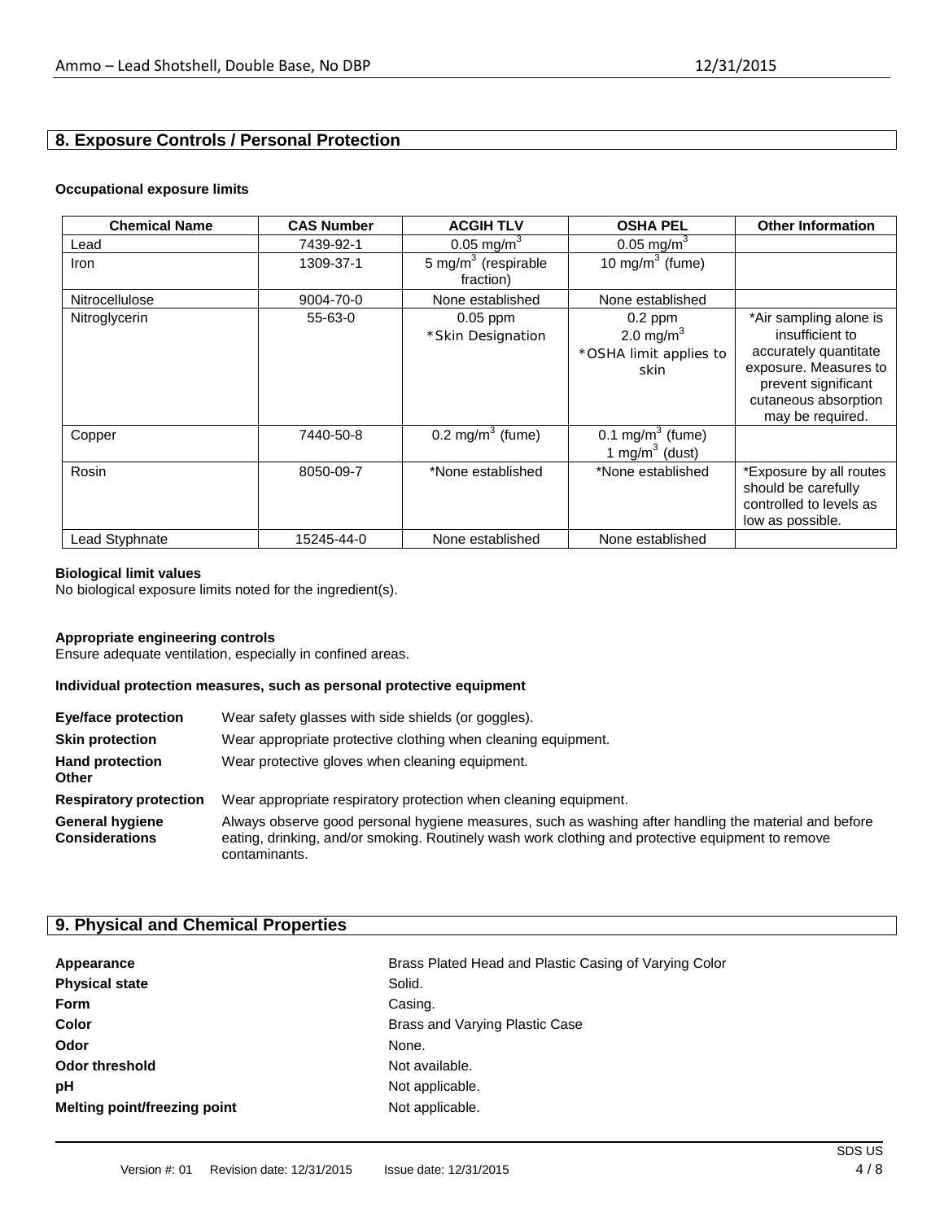## 8. Exposure Controls / Personal Protection

**Occupational exposure limits**

| Chemical Name | CAS Number | ACGIH TLV | OSHA PEL | Other Information |
|---|---|---|---|---|
| Lead | 7439-92-1 | 0.05 mg/m$^3$ | 0.05 mg/m$^3$ | |
| Iron | 1309-37-1 | 5 mg/m$^3$ (respirable fraction) | 10 mg/m$^3$ (fume) | |
| Nitrocellulose | 9004-70-0 | None established | None established | |
| Nitroglycerin | 55-63-0 | 0.05 ppm *Skin Designation | 0.2 ppm 2.0 mg/m$^3$ *OSHA limit applies to skin | *Air sampling alone is insufficient to accurately quantitate exposure. Measures to prevent significant cutaneous absorption may be required. |
| Copper | 7440-50-8 | 0.2 mg/m$^3$ (fume) | 0.1 mg/m$^3$ (fume) 1 mg/m$^3$ (dust) | |
| Rosin | 8050-09-7 | *None established | *None established | *Exposure by all routes should be carefully controlled to levels as low as possible. |
| Lead Styphnate | 15245-44-0 | None established | None established | |

**Biological limit values**
No biological exposure limits noted for the ingredient(s).

**Appropriate engineering controls**
Ensure adequate ventilation, especially in confined areas.

**Individual protection measures, such as personal protective equipment**

**Eye/face protection** Wear safety glasses with side shields (or goggles).

**Skin protection** Wear appropriate protective clothing when cleaning equipment.

**Hand protection Other** Wear protective gloves when cleaning equipment.

**Respiratory protection** Wear appropriate respiratory protection when cleaning equipment.

**General hygiene Considerations** Always observe good personal hygiene measures, such as washing after handling the material and before eating, drinking, and/or smoking. Routinely wash work clothing and protective equipment to remove contaminants.

## 9. Physical and Chemical Properties

**Appearance** Brass Plated Head and Plastic Casing of Varying Color

**Physical state** Solid.

**Form** Casing.

**Color** Brass and Varying Plastic Case

**Odor** None.

**Odor threshold** Not available.

**pH** Not applicable.

**Melting point/freezing point** Not applicable.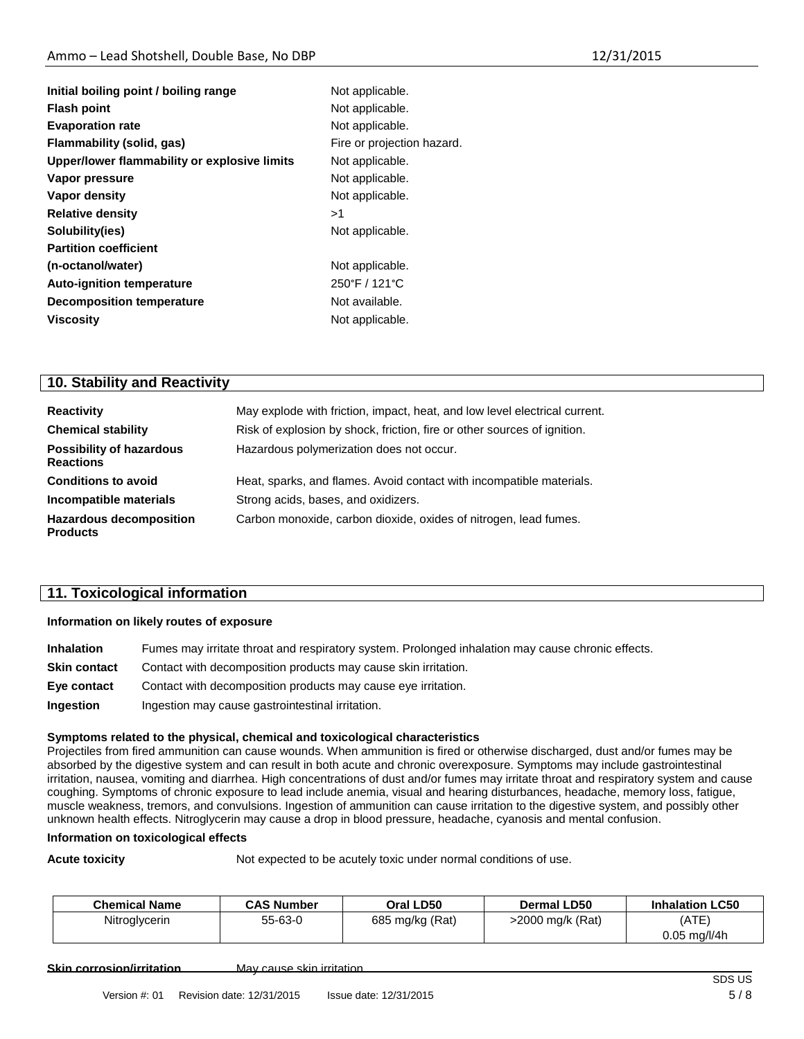| | |
|---|---|
| **Initial boiling point / boiling range** | Not applicable. |
| **Flash point** | Not applicable. |
| **Evaporation rate** | Not applicable. |
| **Flammability (solid, gas)** | Fire or projection hazard. |
| **Upper/lower flammability or explosive limits** | Not applicable. |
| **Vapor pressure** | Not applicable. |
| **Vapor density** | Not applicable. |
| **Relative density** | >1 |
| **Solubility(ies)** | Not applicable. |
| **Partition coefficient (n-octanol/water)** | Not applicable. |
| **Auto-ignition temperature** | 250°F / 121°C |
| **Decomposition temperature** | Not available. |
| **Viscosity** | Not applicable. |

## 10. Stability and Reactivity

| | |
|---|---|
| **Reactivity** | May explode with friction, impact, heat, and low level electrical current. |
| **Chemical stability** | Risk of explosion by shock, friction, fire or other sources of ignition. |
| **Possibility of hazardous Reactions** | Hazardous polymerization does not occur. |
| **Conditions to avoid** | Heat, sparks, and flames. Avoid contact with incompatible materials. |
| **Incompatible materials** | Strong acids, bases, and oxidizers. |
| **Hazardous decomposition Products** | Carbon monoxide, carbon dioxide, oxides of nitrogen, lead fumes. |

## 11. Toxicological information

**Information on likely routes of exposure**

| | |
|---|---|
| **Inhalation** | Fumes may irritate throat and respiratory system. Prolonged inhalation may cause chronic effects. |
| **Skin contact** | Contact with decomposition products may cause skin irritation. |
| **Eye contact** | Contact with decomposition products may cause eye irritation. |
| **Ingestion** | Ingestion may cause gastrointestinal irritation. |

**Symptoms related to the physical, chemical and toxicological characteristics**

Projectiles from fired ammunition can cause wounds. When ammunition is fired or otherwise discharged, dust and/or fumes may be absorbed by the digestive system and can result in both acute and chronic overexposure. Symptoms may include gastrointestinal irritation, nausea, vomiting and diarrhea. High concentrations of dust and/or fumes may irritate throat and respiratory system and cause coughing. Symptoms of chronic exposure to lead include anemia, visual and hearing disturbances, headache, memory loss, fatigue, muscle weakness, tremors, and convulsions. Ingestion of ammunition can cause irritation to the digestive system, and possibly other unknown health effects. Nitroglycerin may cause a drop in blood pressure, headache, cyanosis and mental confusion.

**Information on toxicological effects**

**Acute toxicity** Not expected to be acutely toxic under normal conditions of use.

| Chemical Name | CAS Number | Oral LD50 | Dermal LD50 | Inhalation LC50 |
|---|---|---|---|---|
| Nitroglycerin | 55-63-0 | 685 mg/kg (Rat) | >2000 mg/k (Rat) | (ATE) 0.05 mg/l/4h |

**Skin corrosion/irritation** May cause skin irritation.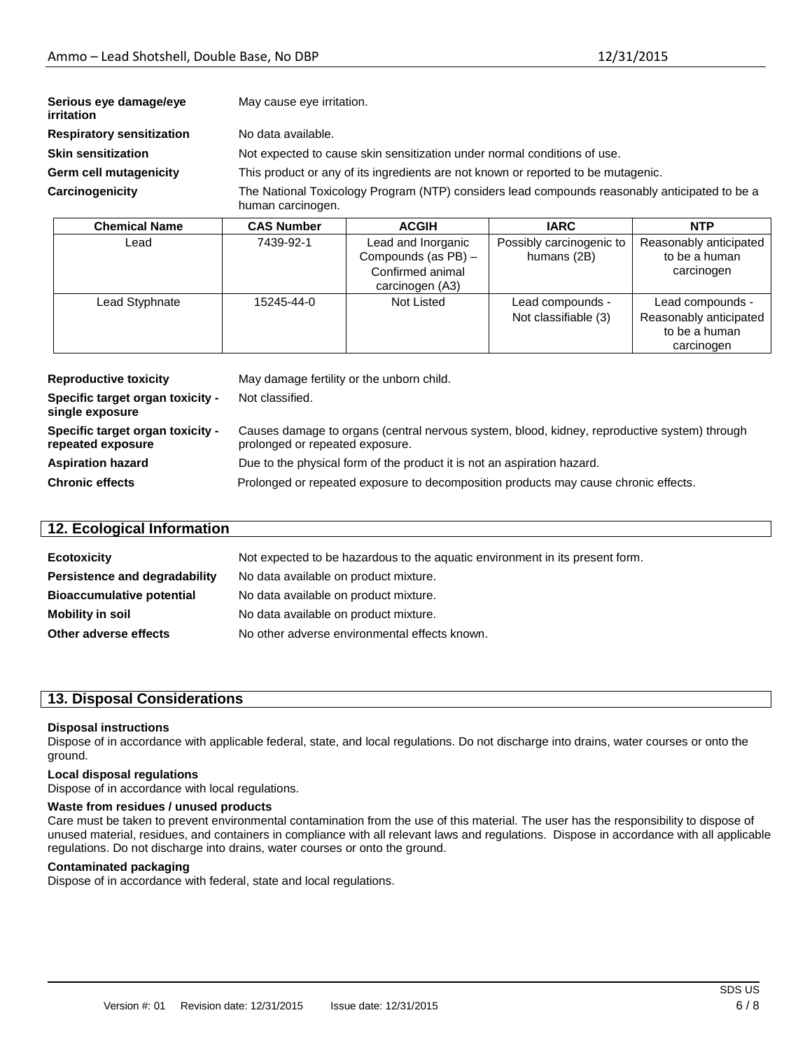| | |
|---|---|
| **Serious eye damage/eye irritation** | May cause eye irritation. |
| **Respiratory sensitization** | No data available. |
| **Skin sensitization** | Not expected to cause skin sensitization under normal conditions of use. |
| **Germ cell mutagenicity** | This product or any of its ingredients are not known or reported to be mutagenic. |
| **Carcinogenicity** | The National Toxicology Program (NTP) considers lead compounds reasonably anticipated to be a human carcinogen. |

| Chemical Name | CAS Number | ACGIH | IARC | NTP |
|---|---|---|---|---|
| Lead | 7439-92-1 | Lead and Inorganic Compounds (as PB) – Confirmed animal carcinogen (A3) | Possibly carcinogenic to humans (2B) | Reasonably anticipated to be a human carcinogen |
| Lead Styphnate | 15245-44-0 | Not Listed | Lead compounds - Not classifiable (3) | Lead compounds - Reasonably anticipated to be a human carcinogen |

| | |
|---|---|
| **Reproductive toxicity** | May damage fertility or the unborn child. |
| **Specific target organ toxicity - single exposure** | Not classified. |
| **Specific target organ toxicity - repeated exposure** | Causes damage to organs (central nervous system, blood, kidney, reproductive system) through prolonged or repeated exposure. |
| **Aspiration hazard** | Due to the physical form of the product it is not an aspiration hazard. |
| **Chronic effects** | Prolonged or repeated exposure to decomposition products may cause chronic effects. |

## 12. Ecological Information

| | |
|---|---|
| **Ecotoxicity** | Not expected to be hazardous to the aquatic environment in its present form. |
| **Persistence and degradability** | No data available on product mixture. |
| **Bioaccumulative potential** | No data available on product mixture. |
| **Mobility in soil** | No data available on product mixture. |
| **Other adverse effects** | No other adverse environmental effects known. |

## 13. Disposal Considerations

**Disposal instructions**

Dispose of in accordance with applicable federal, state, and local regulations. Do not discharge into drains, water courses or onto the ground.

**Local disposal regulations**

Dispose of in accordance with local regulations.

**Waste from residues / unused products**

Care must be taken to prevent environmental contamination from the use of this material. The user has the responsibility to dispose of unused material, residues, and containers in compliance with all relevant laws and regulations. Dispose in accordance with all applicable regulations. Do not discharge into drains, water courses or onto the ground.

**Contaminated packaging**

Dispose of in accordance with federal, state and local regulations.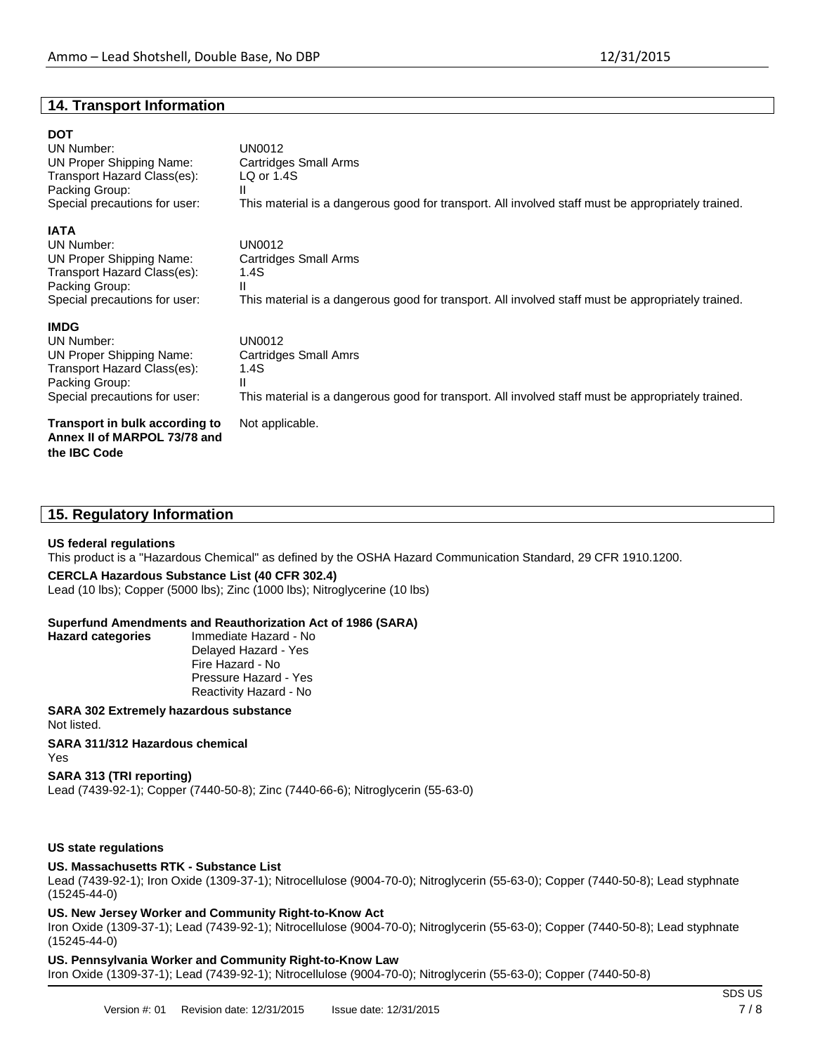## 14. Transport Information

**DOT**

| | |
|---|---|
| UN Number: | UN0012 |
| UN Proper Shipping Name: | Cartridges Small Arms |
| Transport Hazard Class(es): | LQ or 1.4S |
| Packing Group: | II |
| Special precautions for user: | This material is a dangerous good for transport. All involved staff must be appropriately trained. |

**IATA**

| | |
|---|---|
| UN Number: | UN0012 |
| UN Proper Shipping Name: | Cartridges Small Arms |
| Transport Hazard Class(es): | 1.4S |
| Packing Group: | II |
| Special precautions for user: | This material is a dangerous good for transport. All involved staff must be appropriately trained. |

**IMDG**

| | |
|---|---|
| UN Number: | UN0012 |
| UN Proper Shipping Name: | Cartridges Small Amrs |
| Transport Hazard Class(es): | 1.4S |
| Packing Group: | II |
| Special precautions for user: | This material is a dangerous good for transport. All involved staff must be appropriately trained. |

**Transport in bulk according to Annex II of MARPOL 73/78 and the IBC Code** — Not applicable.

## 15. Regulatory Information

**US federal regulations**

This product is a "Hazardous Chemical" as defined by the OSHA Hazard Communication Standard, 29 CFR 1910.1200.

**CERCLA Hazardous Substance List (40 CFR 302.4)**

Lead (10 lbs); Copper (5000 lbs); Zinc (1000 lbs); Nitroglycerine (10 lbs)

**Superfund Amendments and Reauthorization Act of 1986 (SARA)**

**Hazard categories**
- Immediate Hazard - No
- Delayed Hazard - Yes
- Fire Hazard - No
- Pressure Hazard - Yes
- Reactivity Hazard - No

**SARA 302 Extremely hazardous substance**

Not listed.

**SARA 311/312 Hazardous chemical**

Yes

**SARA 313 (TRI reporting)**

Lead (7439-92-1); Copper (7440-50-8); Zinc (7440-66-6); Nitroglycerin (55-63-0)

**US state regulations**

**US. Massachusetts RTK - Substance List**

Lead (7439-92-1); Iron Oxide (1309-37-1); Nitrocellulose (9004-70-0); Nitroglycerin (55-63-0); Copper (7440-50-8); Lead styphnate (15245-44-0)

**US. New Jersey Worker and Community Right-to-Know Act**

Iron Oxide (1309-37-1); Lead (7439-92-1); Nitrocellulose (9004-70-0); Nitroglycerin (55-63-0); Copper (7440-50-8); Lead styphnate (15245-44-0)

**US. Pennsylvania Worker and Community Right-to-Know Law**

Iron Oxide (1309-37-1); Lead (7439-92-1); Nitrocellulose (9004-70-0); Nitroglycerin (55-63-0); Copper (7440-50-8)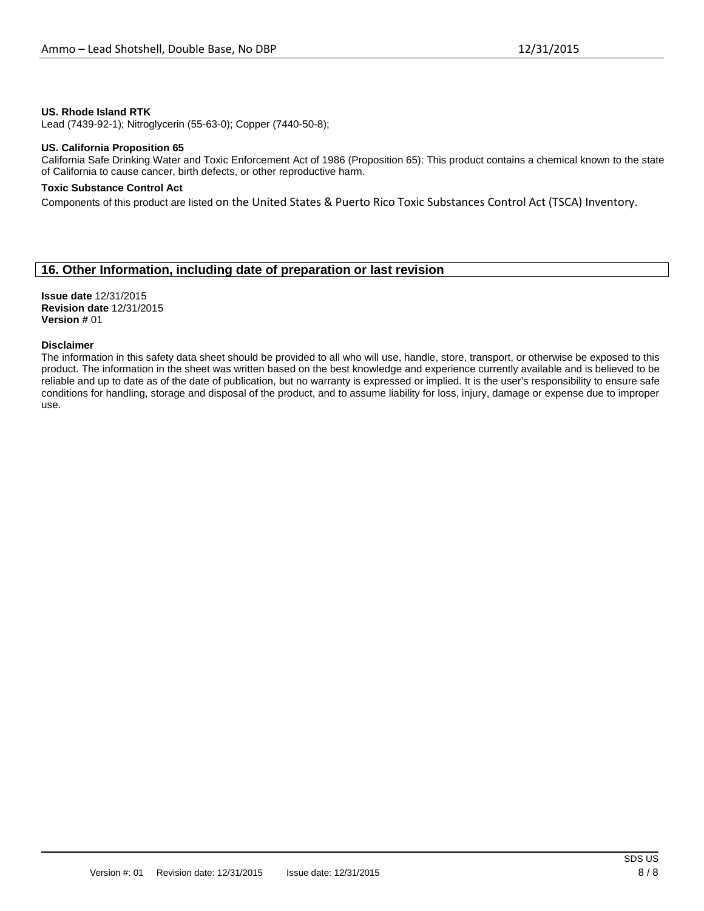**US. Rhode Island RTK**

Lead (7439-92-1); Nitroglycerin (55-63-0); Copper (7440-50-8);

**US. California Proposition 65**

California Safe Drinking Water and Toxic Enforcement Act of 1986 (Proposition 65): This product contains a chemical known to the state of California to cause cancer, birth defects, or other reproductive harm.

**Toxic Substance Control Act**

Components of this product are listed on the United States & Puerto Rico Toxic Substances Control Act (TSCA) Inventory.

## 16. Other Information, including date of preparation or last revision

**Issue date** 12/31/2015
**Revision date** 12/31/2015
**Version #** 01

**Disclaimer**

The information in this safety data sheet should be provided to all who will use, handle, store, transport, or otherwise be exposed to this product. The information in the sheet was written based on the best knowledge and experience currently available and is believed to be reliable and up to date as of the date of publication, but no warranty is expressed or implied. It is the user's responsibility to ensure safe conditions for handling, storage and disposal of the product, and to assume liability for loss, injury, damage or expense due to improper use.